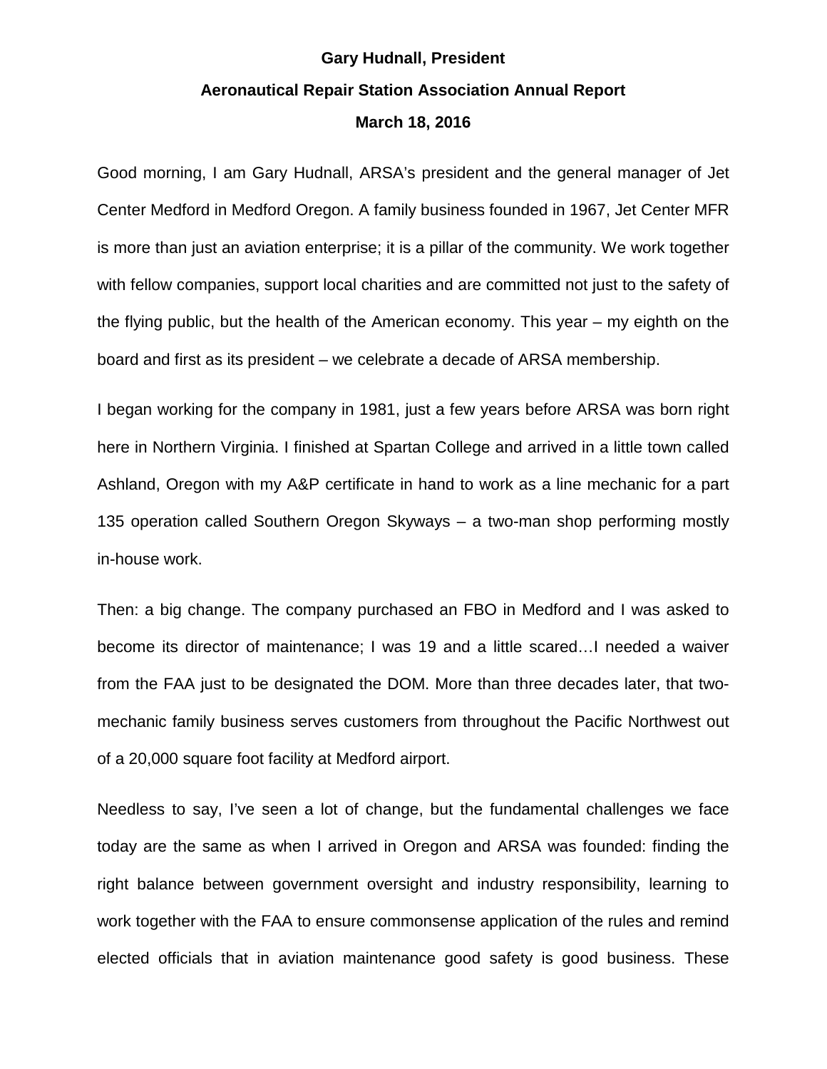**Gary Hudnall, President**

**Aeronautical Repair Station Association Annual Report**

**March 18, 2016**

Good morning, I am Gary Hudnall, ARSA's president and the general manager of Jet Center Medford in Medford Oregon. A family business founded in 1967, Jet Center MFR is more than just an aviation enterprise; it is a pillar of the community. We work together with fellow companies, support local charities and are committed not just to the safety of the flying public, but the health of the American economy. This year – my eighth on the board and first as its president – we celebrate a decade of ARSA membership.

I began working for the company in 1981, just a few years before ARSA was born right here in Northern Virginia. I finished at Spartan College and arrived in a little town called Ashland, Oregon with my A&P certificate in hand to work as a line mechanic for a part 135 operation called Southern Oregon Skyways – a two-man shop performing mostly in-house work.

Then: a big change. The company purchased an FBO in Medford and I was asked to become its director of maintenance; I was 19 and a little scared…I needed a waiver from the FAA just to be designated the DOM. More than three decades later, that two-mechanic family business serves customers from throughout the Pacific Northwest out of a 20,000 square foot facility at Medford airport.

Needless to say, I've seen a lot of change, but the fundamental challenges we face today are the same as when I arrived in Oregon and ARSA was founded: finding the right balance between government oversight and industry responsibility, learning to work together with the FAA to ensure commonsense application of the rules and remind elected officials that in aviation maintenance good safety is good business. These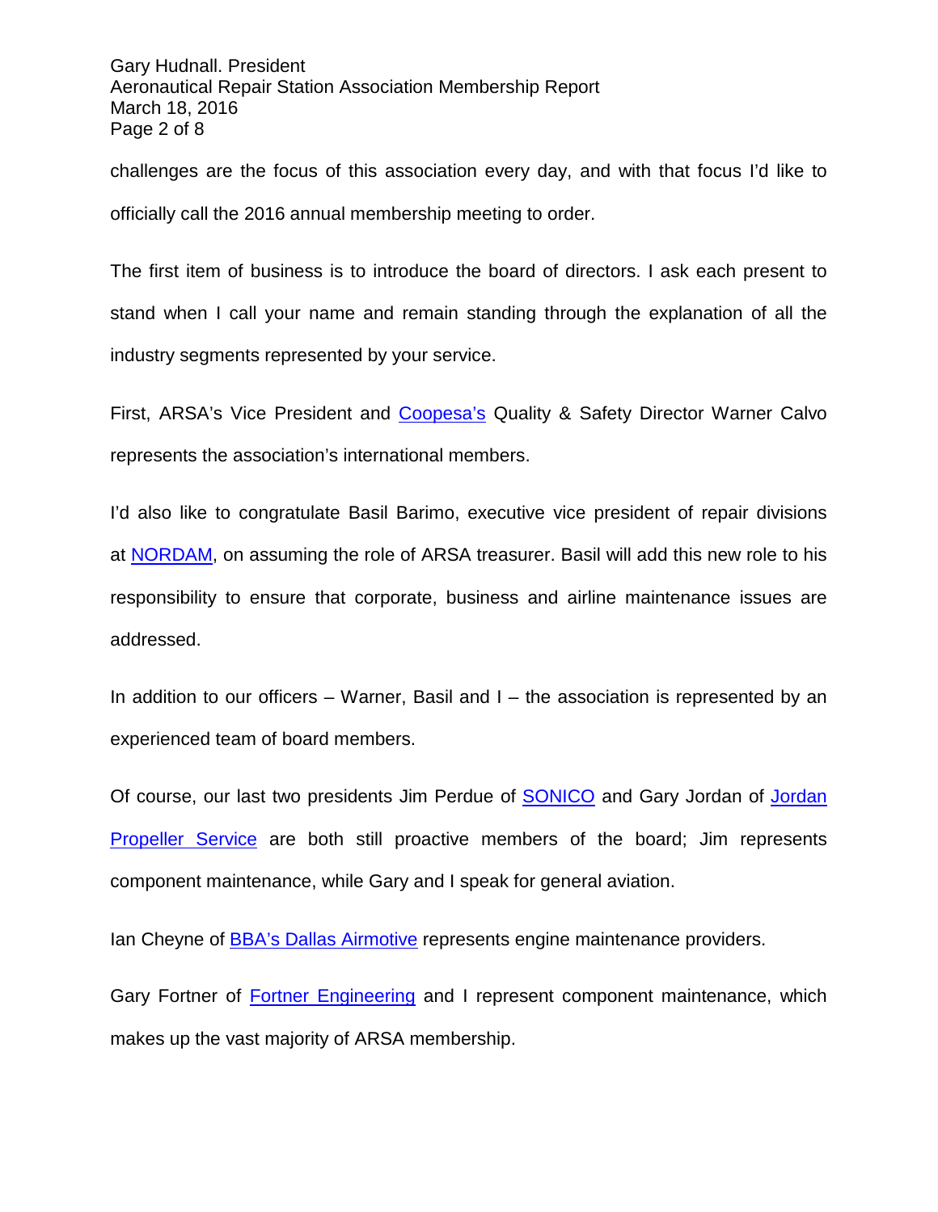challenges are the focus of this association every day, and with that focus I'd like to officially call the 2016 annual membership meeting to order.

The first item of business is to introduce the board of directors. I ask each present to stand when I call your name and remain standing through the explanation of all the industry segments represented by your service.

First, ARSA's Vice President and Coopesa's Quality & Safety Director Warner Calvo represents the association's international members.

I'd also like to congratulate Basil Barimo, executive vice president of repair divisions at NORDAM, on assuming the role of ARSA treasurer. Basil will add this new role to his responsibility to ensure that corporate, business and airline maintenance issues are addressed.

In addition to our officers – Warner, Basil and I – the association is represented by an experienced team of board members.

Of course, our last two presidents Jim Perdue of SONICO and Gary Jordan of Jordan Propeller Service are both still proactive members of the board; Jim represents component maintenance, while Gary and I speak for general aviation.

Ian Cheyne of BBA's Dallas Airmotive represents engine maintenance providers.

Gary Fortner of Fortner Engineering and I represent component maintenance, which makes up the vast majority of ARSA membership.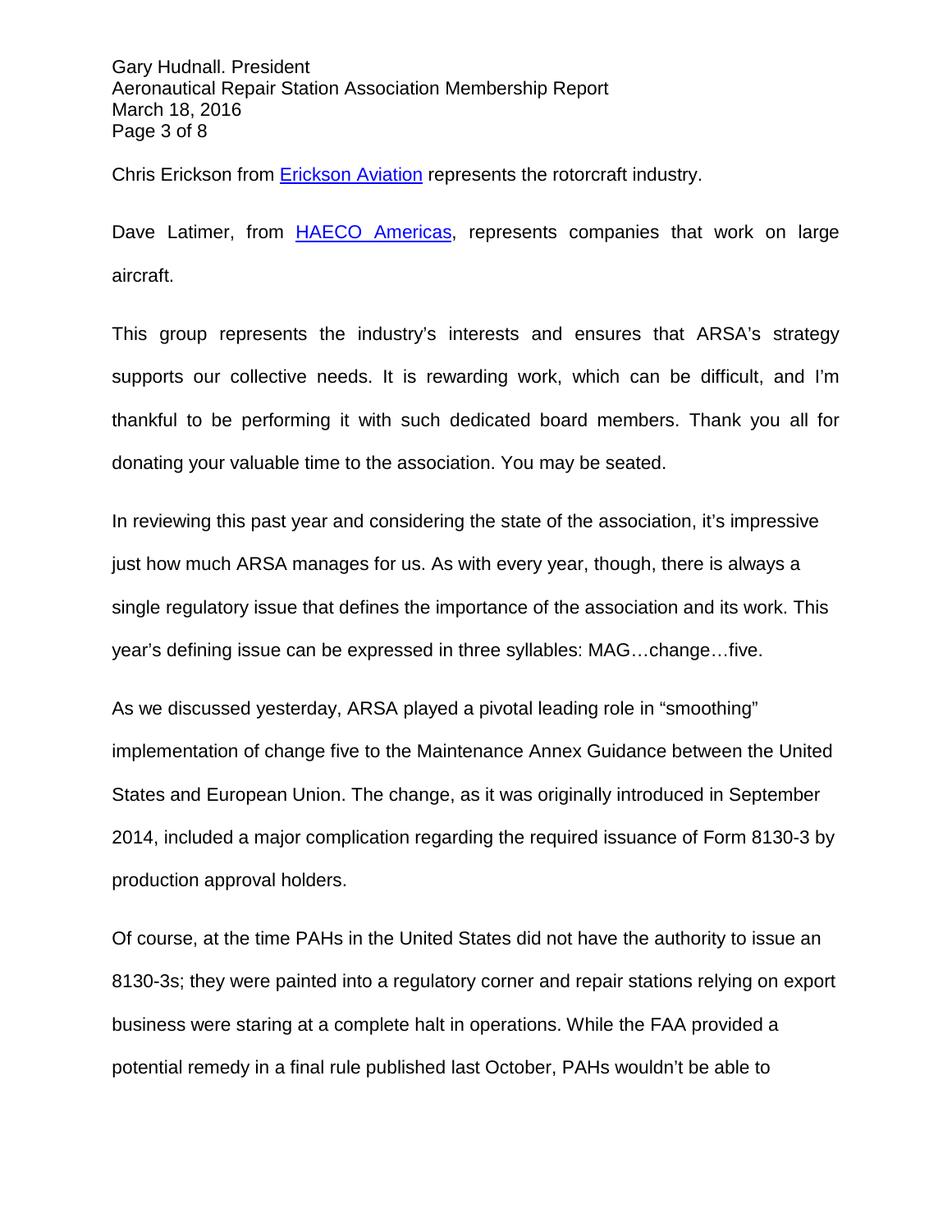Chris Erickson from [Erickson Aviation] represents the rotorcraft industry.

Dave Latimer, from [HAECO Americas], represents companies that work on large aircraft.

This group represents the industry's interests and ensures that ARSA's strategy supports our collective needs. It is rewarding work, which can be difficult, and I'm thankful to be performing it with such dedicated board members. Thank you all for donating your valuable time to the association. You may be seated.

In reviewing this past year and considering the state of the association, it's impressive just how much ARSA manages for us. As with every year, though, there is always a single regulatory issue that defines the importance of the association and its work. This year's defining issue can be expressed in three syllables: MAG…change…five.

As we discussed yesterday, ARSA played a pivotal leading role in "smoothing" implementation of change five to the Maintenance Annex Guidance between the United States and European Union. The change, as it was originally introduced in September 2014, included a major complication regarding the required issuance of Form 8130-3 by production approval holders.

Of course, at the time PAHs in the United States did not have the authority to issue an 8130-3s; they were painted into a regulatory corner and repair stations relying on export business were staring at a complete halt in operations. While the FAA provided a potential remedy in a final rule published last October, PAHs wouldn't be able to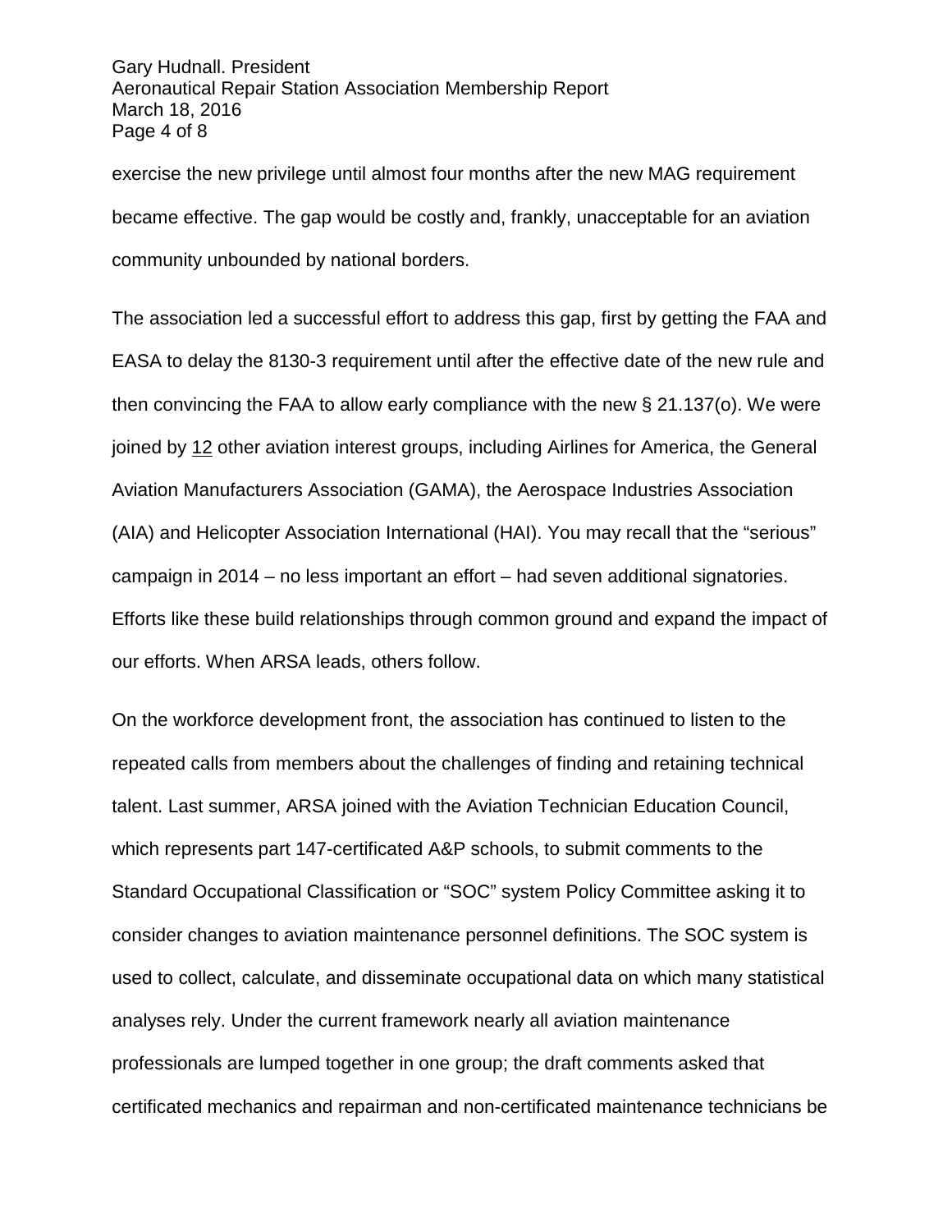exercise the new privilege until almost four months after the new MAG requirement became effective. The gap would be costly and, frankly, unacceptable for an aviation community unbounded by national borders.

The association led a successful effort to address this gap, first by getting the FAA and EASA to delay the 8130-3 requirement until after the effective date of the new rule and then convincing the FAA to allow early compliance with the new § 21.137(o). We were joined by 12 other aviation interest groups, including Airlines for America, the General Aviation Manufacturers Association (GAMA), the Aerospace Industries Association (AIA) and Helicopter Association International (HAI). You may recall that the "serious" campaign in 2014 – no less important an effort – had seven additional signatories. Efforts like these build relationships through common ground and expand the impact of our efforts. When ARSA leads, others follow.

On the workforce development front, the association has continued to listen to the repeated calls from members about the challenges of finding and retaining technical talent. Last summer, ARSA joined with the Aviation Technician Education Council, which represents part 147-certificated A&P schools, to submit comments to the Standard Occupational Classification or "SOC" system Policy Committee asking it to consider changes to aviation maintenance personnel definitions. The SOC system is used to collect, calculate, and disseminate occupational data on which many statistical analyses rely. Under the current framework nearly all aviation maintenance professionals are lumped together in one group; the draft comments asked that certificated mechanics and repairman and non-certificated maintenance technicians be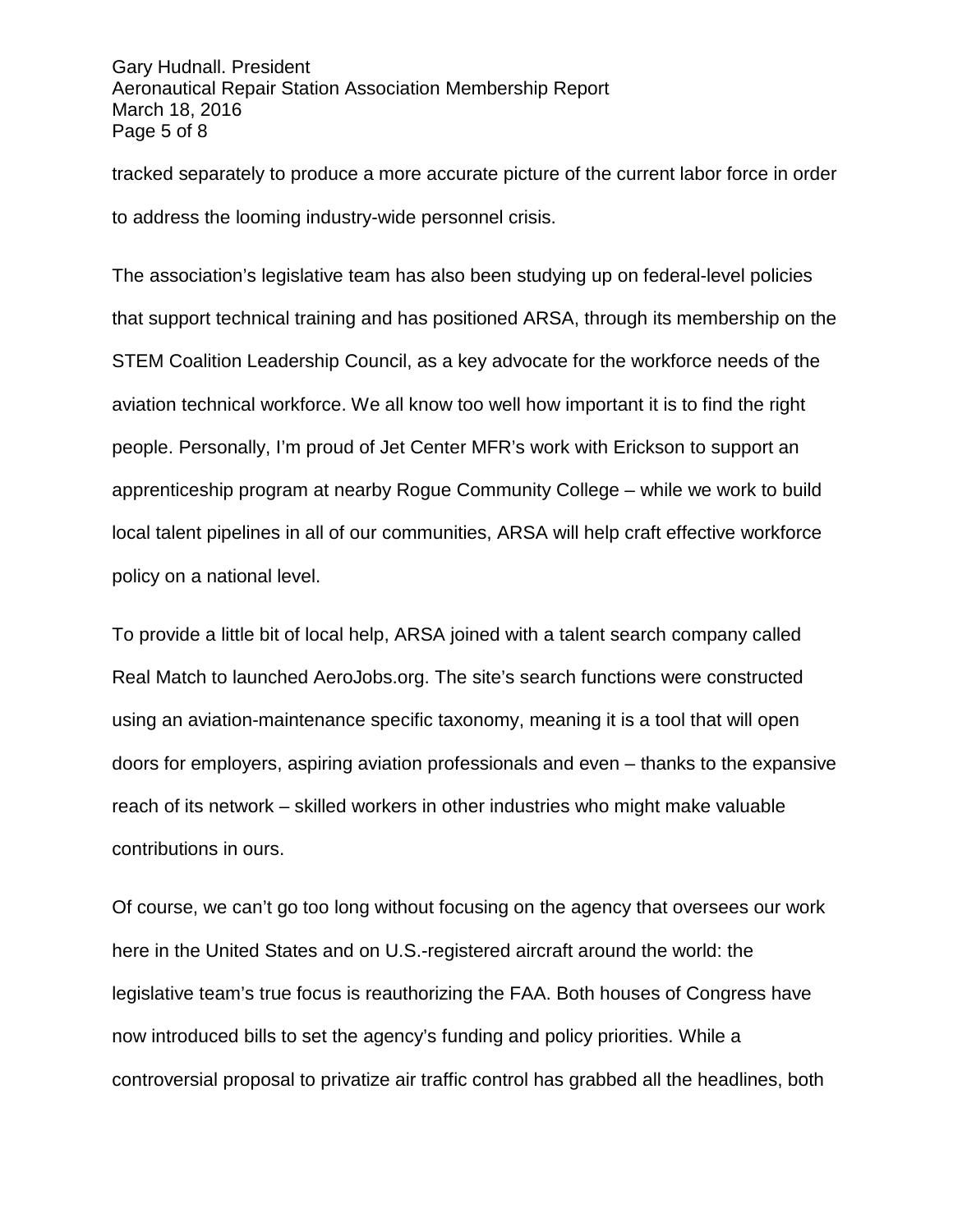tracked separately to produce a more accurate picture of the current labor force in order to address the looming industry-wide personnel crisis.

The association's legislative team has also been studying up on federal-level policies that support technical training and has positioned ARSA, through its membership on the STEM Coalition Leadership Council, as a key advocate for the workforce needs of the aviation technical workforce. We all know too well how important it is to find the right people. Personally, I'm proud of Jet Center MFR's work with Erickson to support an apprenticeship program at nearby Rogue Community College – while we work to build local talent pipelines in all of our communities, ARSA will help craft effective workforce policy on a national level.

To provide a little bit of local help, ARSA joined with a talent search company called Real Match to launched AeroJobs.org. The site's search functions were constructed using an aviation-maintenance specific taxonomy, meaning it is a tool that will open doors for employers, aspiring aviation professionals and even – thanks to the expansive reach of its network – skilled workers in other industries who might make valuable contributions in ours.

Of course, we can't go too long without focusing on the agency that oversees our work here in the United States and on U.S.-registered aircraft around the world: the legislative team's true focus is reauthorizing the FAA. Both houses of Congress have now introduced bills to set the agency's funding and policy priorities. While a controversial proposal to privatize air traffic control has grabbed all the headlines, both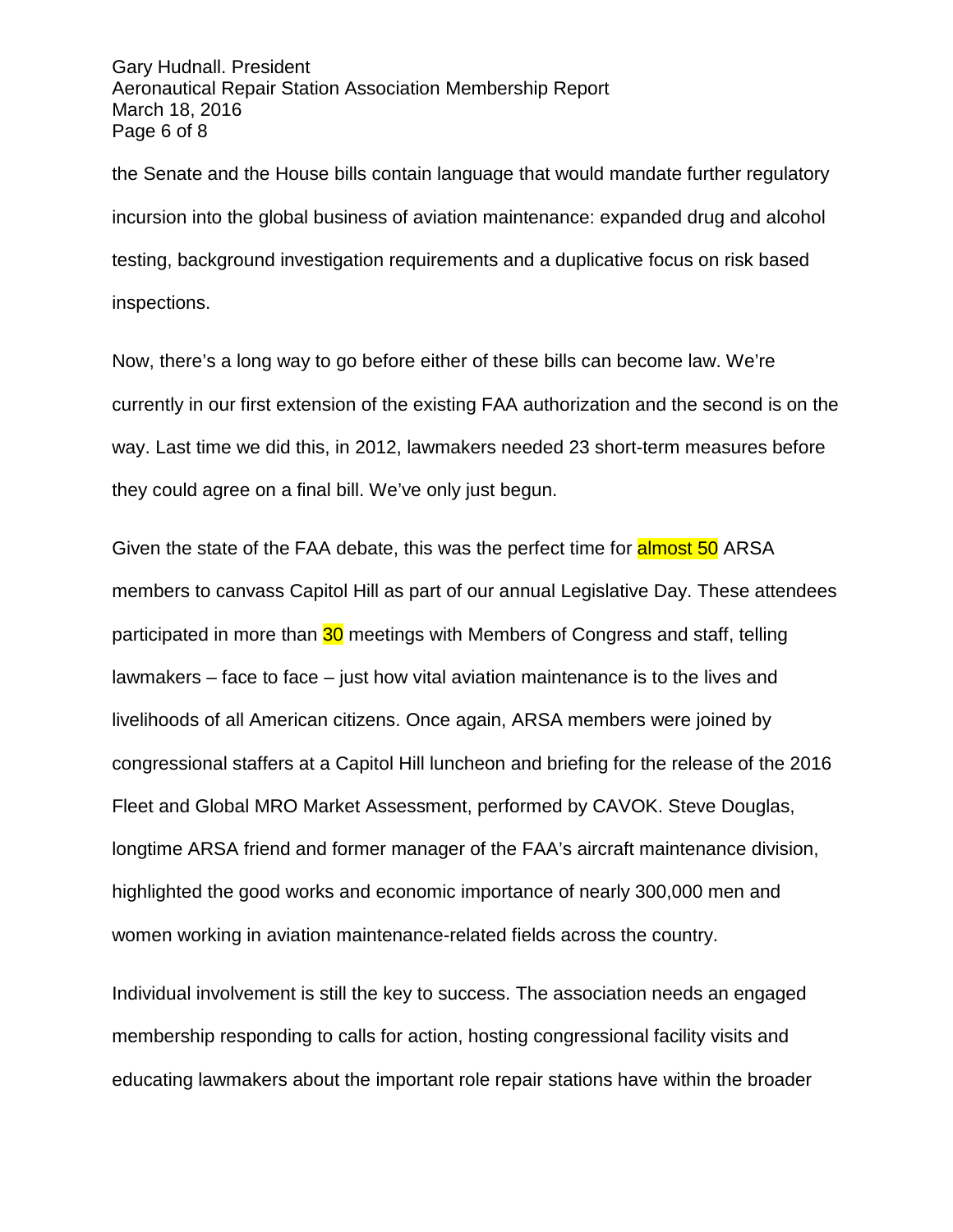the Senate and the House bills contain language that would mandate further regulatory incursion into the global business of aviation maintenance: expanded drug and alcohol testing, background investigation requirements and a duplicative focus on risk based inspections.

Now, there's a long way to go before either of these bills can become law. We're currently in our first extension of the existing FAA authorization and the second is on the way. Last time we did this, in 2012, lawmakers needed 23 short-term measures before they could agree on a final bill. We've only just begun.

Given the state of the FAA debate, this was the perfect time for almost 50 ARSA members to canvass Capitol Hill as part of our annual Legislative Day. These attendees participated in more than 30 meetings with Members of Congress and staff, telling lawmakers – face to face – just how vital aviation maintenance is to the lives and livelihoods of all American citizens. Once again, ARSA members were joined by congressional staffers at a Capitol Hill luncheon and briefing for the release of the 2016 Fleet and Global MRO Market Assessment, performed by CAVOK. Steve Douglas, longtime ARSA friend and former manager of the FAA's aircraft maintenance division, highlighted the good works and economic importance of nearly 300,000 men and women working in aviation maintenance-related fields across the country.

Individual involvement is still the key to success. The association needs an engaged membership responding to calls for action, hosting congressional facility visits and educating lawmakers about the important role repair stations have within the broader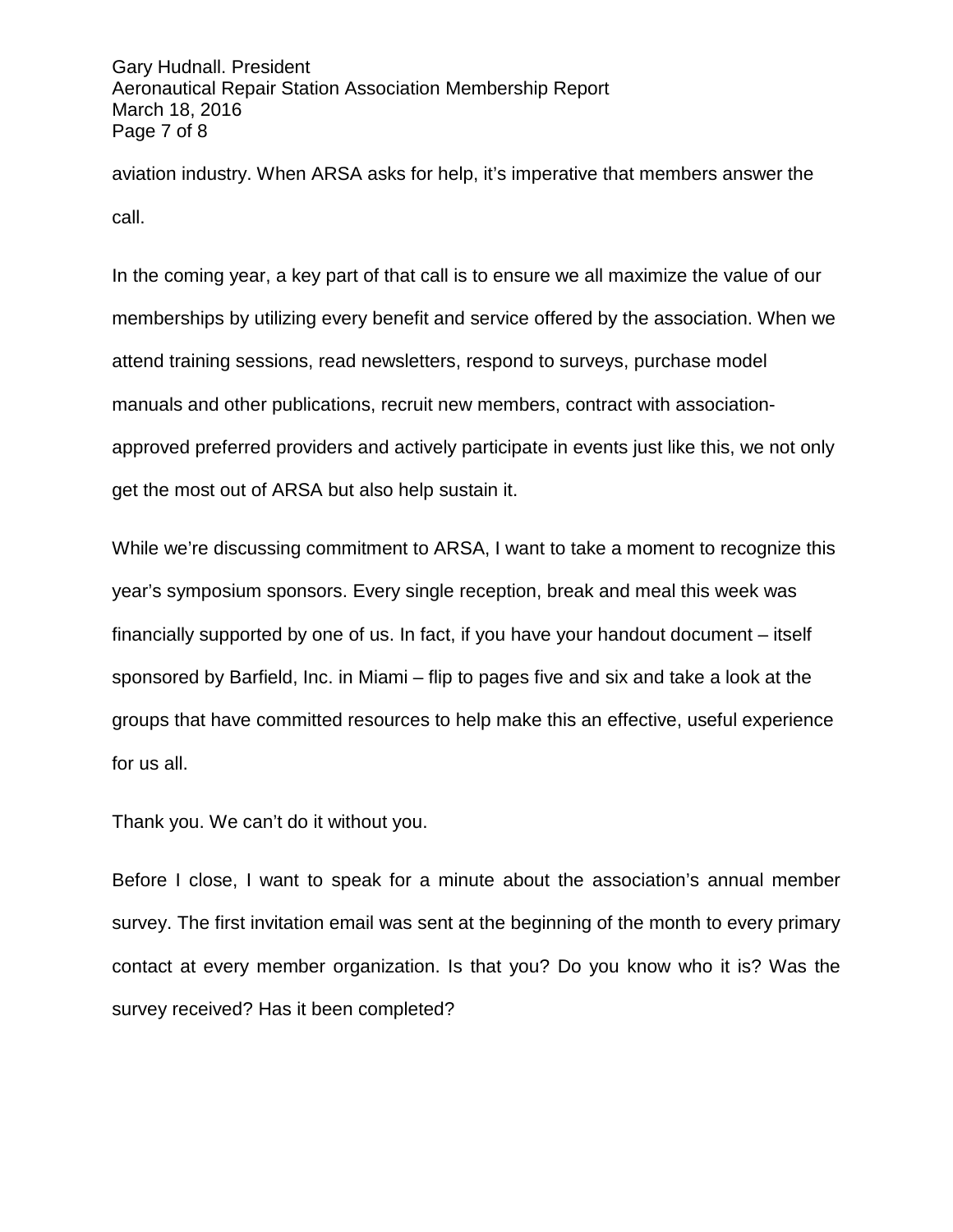aviation industry. When ARSA asks for help, it's imperative that members answer the call.

In the coming year, a key part of that call is to ensure we all maximize the value of our memberships by utilizing every benefit and service offered by the association. When we attend training sessions, read newsletters, respond to surveys, purchase model manuals and other publications, recruit new members, contract with association-approved preferred providers and actively participate in events just like this, we not only get the most out of ARSA but also help sustain it.

While we're discussing commitment to ARSA, I want to take a moment to recognize this year's symposium sponsors. Every single reception, break and meal this week was financially supported by one of us. In fact, if you have your handout document – itself sponsored by Barfield, Inc. in Miami – flip to pages five and six and take a look at the groups that have committed resources to help make this an effective, useful experience for us all.

Thank you. We can't do it without you.

Before I close, I want to speak for a minute about the association's annual member survey. The first invitation email was sent at the beginning of the month to every primary contact at every member organization. Is that you? Do you know who it is? Was the survey received? Has it been completed?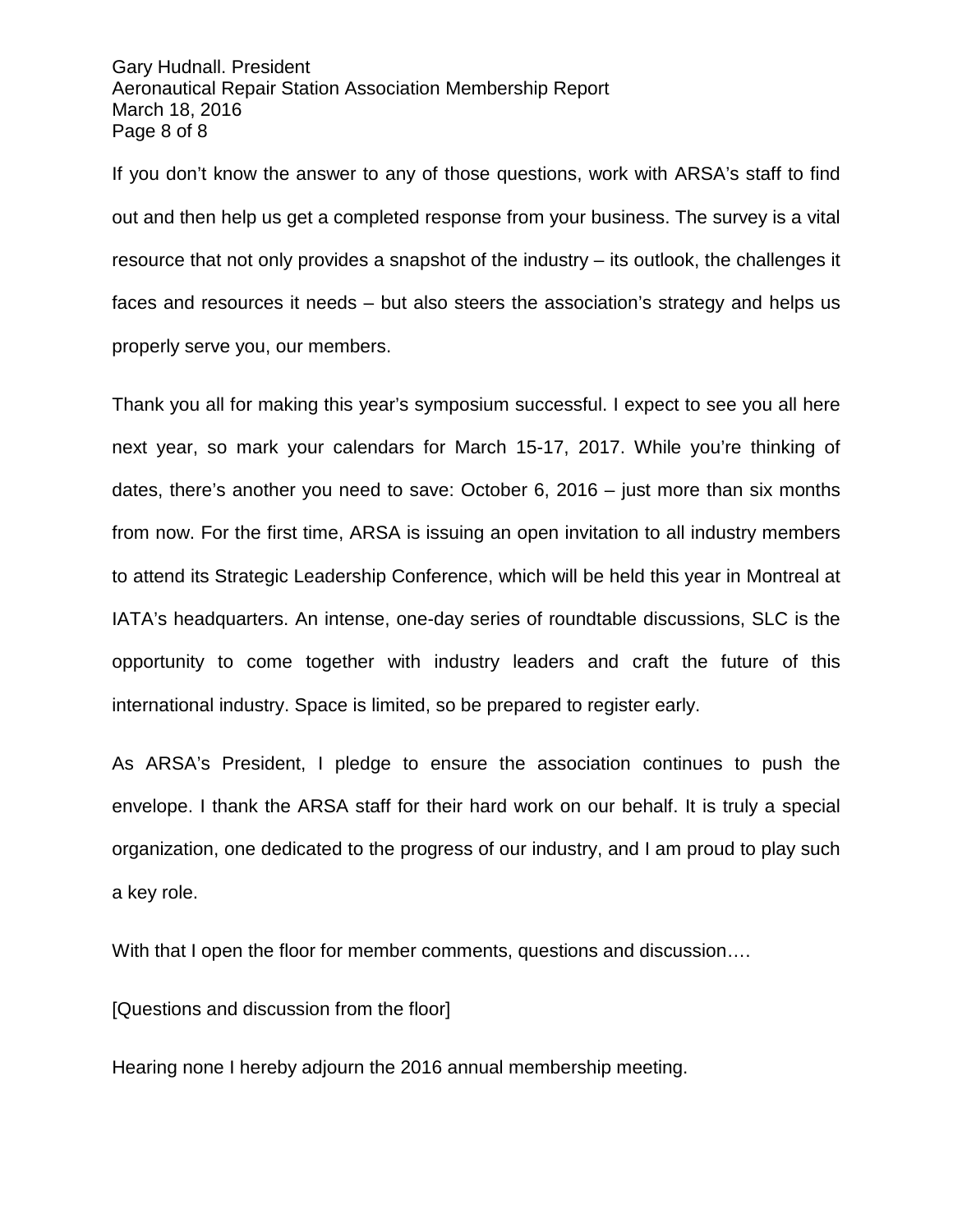If you don't know the answer to any of those questions, work with ARSA's staff to find out and then help us get a completed response from your business. The survey is a vital resource that not only provides a snapshot of the industry – its outlook, the challenges it faces and resources it needs – but also steers the association's strategy and helps us properly serve you, our members.

Thank you all for making this year's symposium successful. I expect to see you all here next year, so mark your calendars for March 15-17, 2017. While you're thinking of dates, there's another you need to save: October 6, 2016 – just more than six months from now. For the first time, ARSA is issuing an open invitation to all industry members to attend its Strategic Leadership Conference, which will be held this year in Montreal at IATA's headquarters. An intense, one-day series of roundtable discussions, SLC is the opportunity to come together with industry leaders and craft the future of this international industry. Space is limited, so be prepared to register early.

As ARSA's President, I pledge to ensure the association continues to push the envelope. I thank the ARSA staff for their hard work on our behalf. It is truly a special organization, one dedicated to the progress of our industry, and I am proud to play such a key role.

With that I open the floor for member comments, questions and discussion….

[Questions and discussion from the floor]

Hearing none I hereby adjourn the 2016 annual membership meeting.